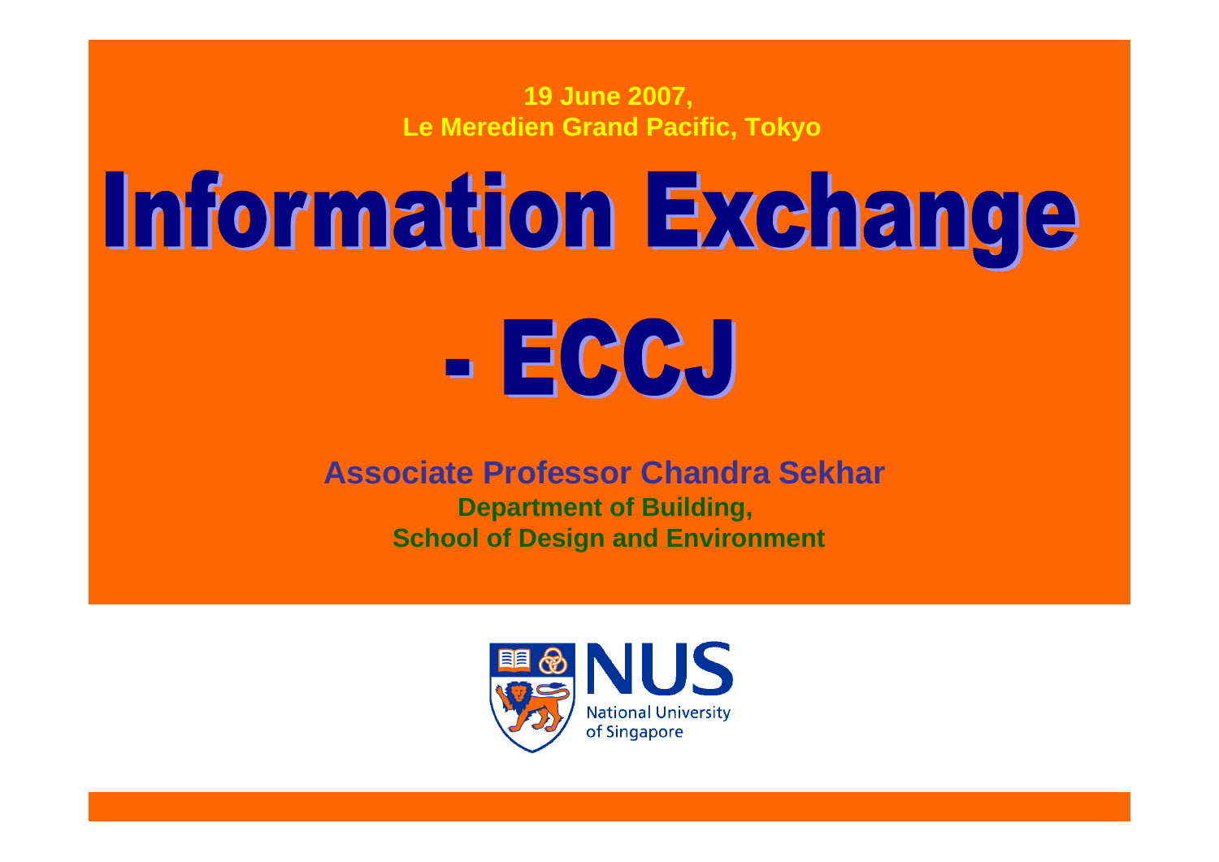19 June 2007,
Le Meredien Grand Pacific, Tokyo

# Information Exchange - ECCJ

**Associate Professor Chandra Sekhar**

**Department of Building,**
**School of Design and Environment**

NUS
National University of Singapore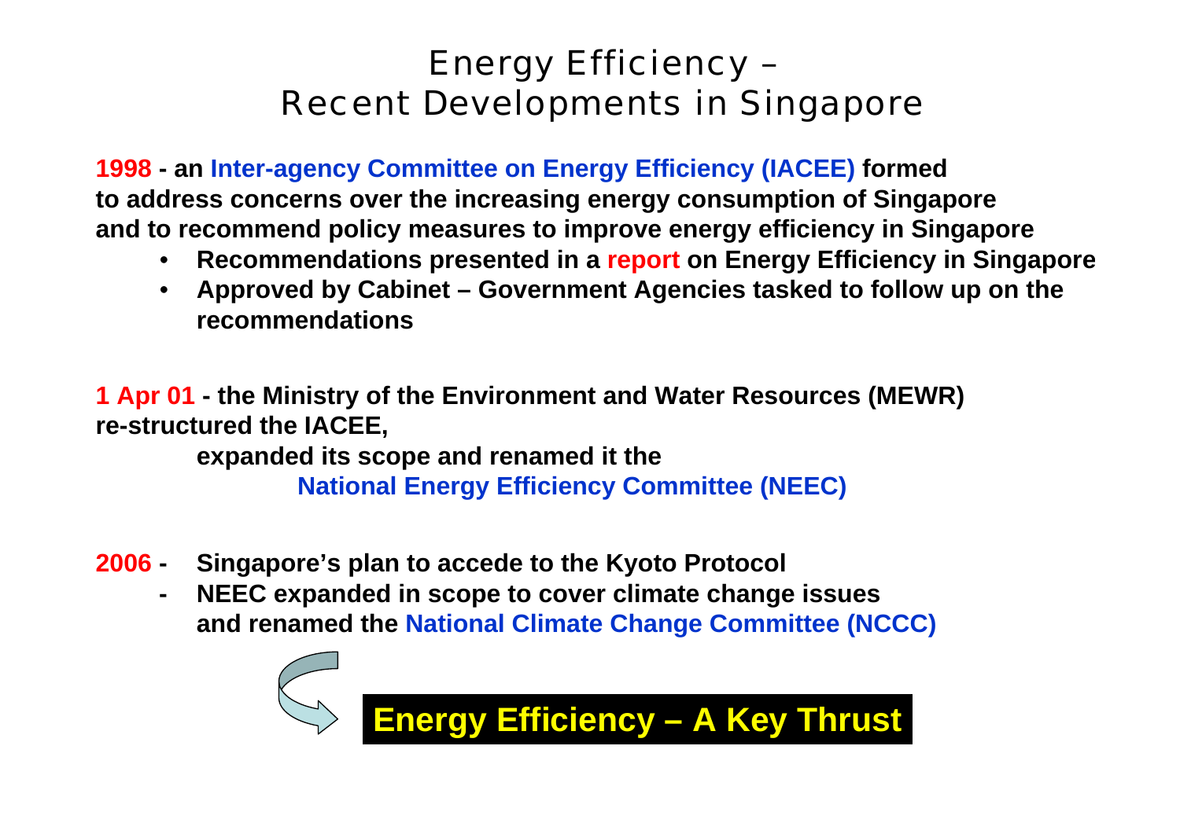# Energy Efficiency – Recent Developments in Singapore

**1998 - an Inter-agency Committee on Energy Efficiency (IACEE) formed to address concerns over the increasing energy consumption of Singapore and to recommend policy measures to improve energy efficiency in Singapore**

- **Recommendations presented in a report on Energy Efficiency in Singapore**
- **Approved by Cabinet – Government Agencies tasked to follow up on the recommendations**

**1 Apr 01 - the Ministry of the Environment and Water Resources (MEWR) re-structured the IACEE,**

**expanded its scope and renamed it the**

**National Energy Efficiency Committee (NEEC)**

**2006 -**
- **Singapore's plan to accede to the Kyoto Protocol**
- **NEEC expanded in scope to cover climate change issues and renamed the National Climate Change Committee (NCCC)**

**Energy Efficiency – A Key Thrust**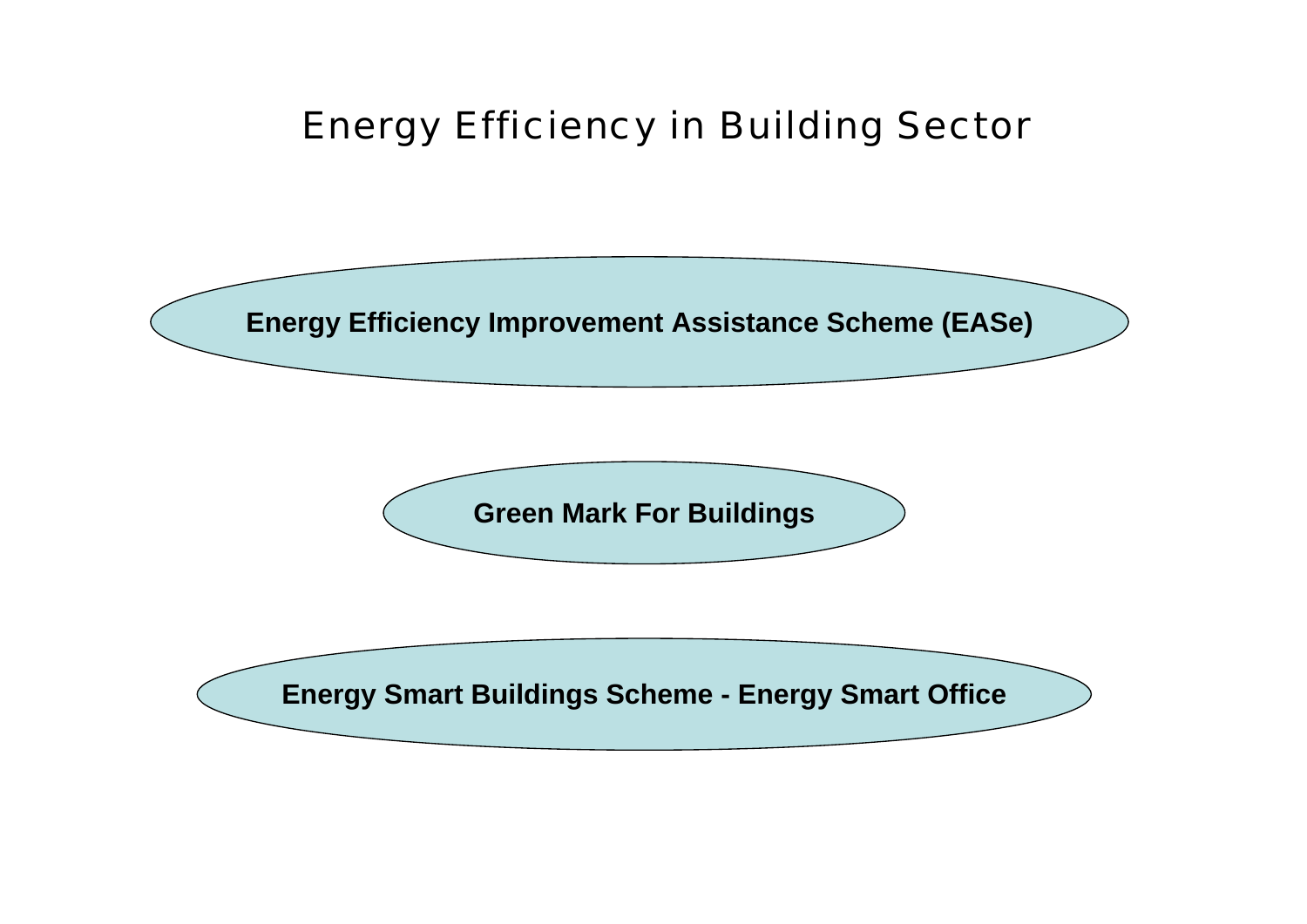# Energy Efficiency in Building Sector

**Energy Efficiency Improvement Assistance Scheme (EASe)**

**Green Mark For Buildings**

**Energy Smart Buildings Scheme - Energy Smart Office**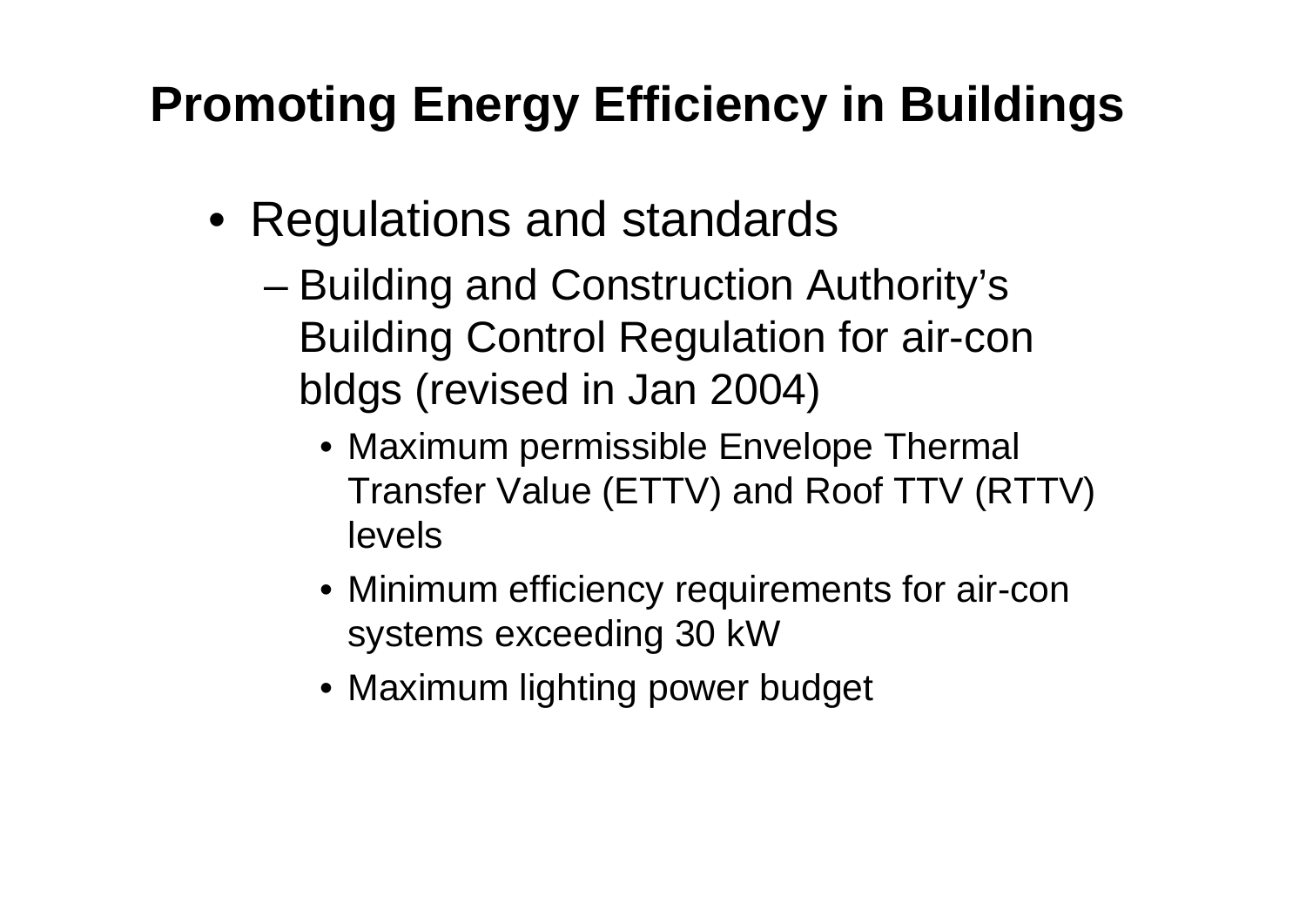# Promoting Energy Efficiency in Buildings

- Regulations and standards
  - Building and Construction Authority's Building Control Regulation for air-con bldgs (revised in Jan 2004)
    - Maximum permissible Envelope Thermal Transfer Value (ETTV) and Roof TTV (RTTV) levels
    - Minimum efficiency requirements for air-con systems exceeding 30 kW
    - Maximum lighting power budget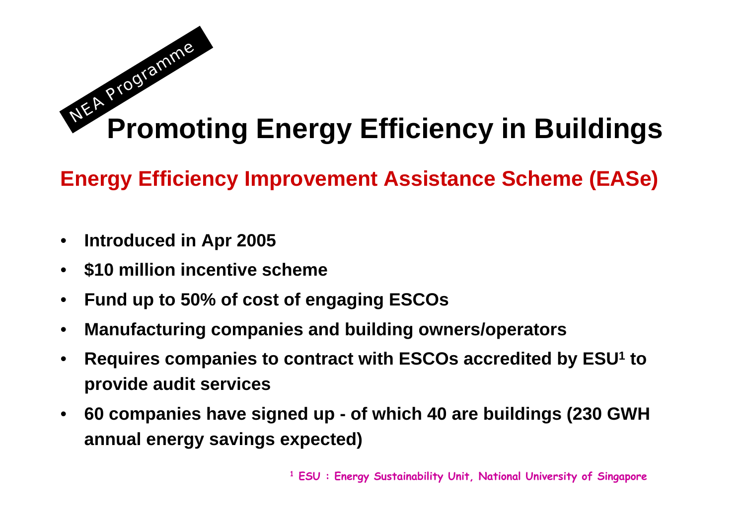NEA Programme

# Promoting Energy Efficiency in Buildings

## Energy Efficiency Improvement Assistance Scheme (EASe)

- **Introduced in Apr 2005**
- **$10 million incentive scheme**
- **Fund up to 50% of cost of engaging ESCOs**
- **Manufacturing companies and building owners/operators**
- **Requires companies to contract with ESCOs accredited by ESU[1] to provide audit services**
- **60 companies have signed up - of which 40 are buildings (230 GWH annual energy savings expected)**

[1] ESU : Energy Sustainability Unit, National University of Singapore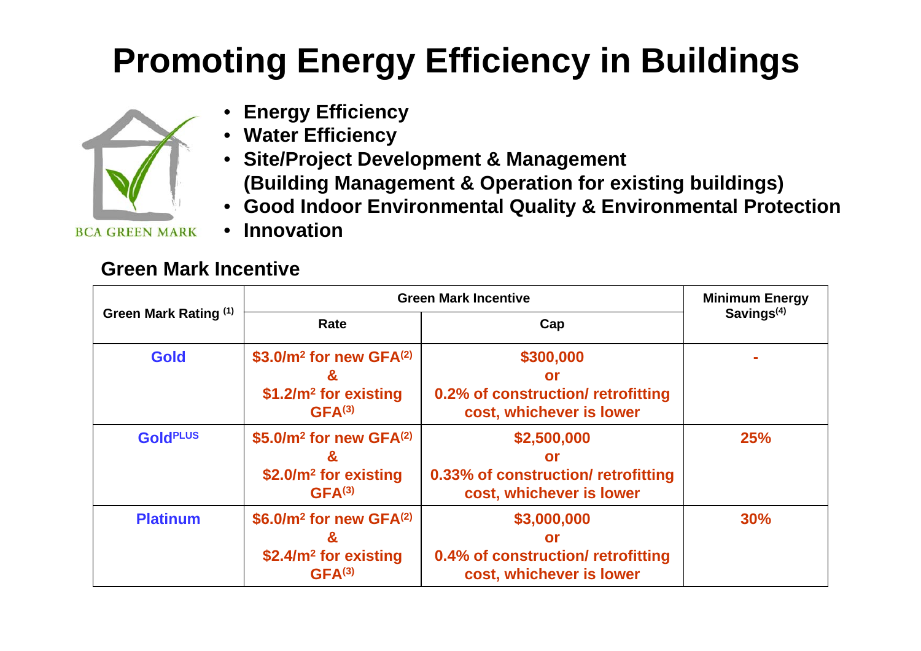# Promoting Energy Efficiency in Buildings

BCA GREEN MARK

- **Energy Efficiency**
- **Water Efficiency**
- **Site/Project Development & Management (Building Management & Operation for existing buildings)**
- **Good Indoor Environmental Quality & Environmental Protection**
- **Innovation**

## Green Mark Incentive

| Green Mark Rating (1) | Green Mark Incentive | | Minimum Energy Savings(4) |
|---|---|---|---|
| | Rate | Cap | |
| Gold | $3.0/m$^2$ for new GFA(2) & $1.2/m$^2$ for existing GFA(3) | $300,000 or 0.2% of construction/ retrofitting cost, whichever is lower | - |
| GoldPLUS | $5.0/m$^2$ for new GFA(2) & $2.0/m$^2$ for existing GFA(3) | $2,500,000 or 0.33% of construction/ retrofitting cost, whichever is lower | 25% |
| Platinum | $6.0/m$^2$ for new GFA(2) & $2.4/m$^2$ for existing GFA(3) | $3,000,000 or 0.4% of construction/ retrofitting cost, whichever is lower | 30% |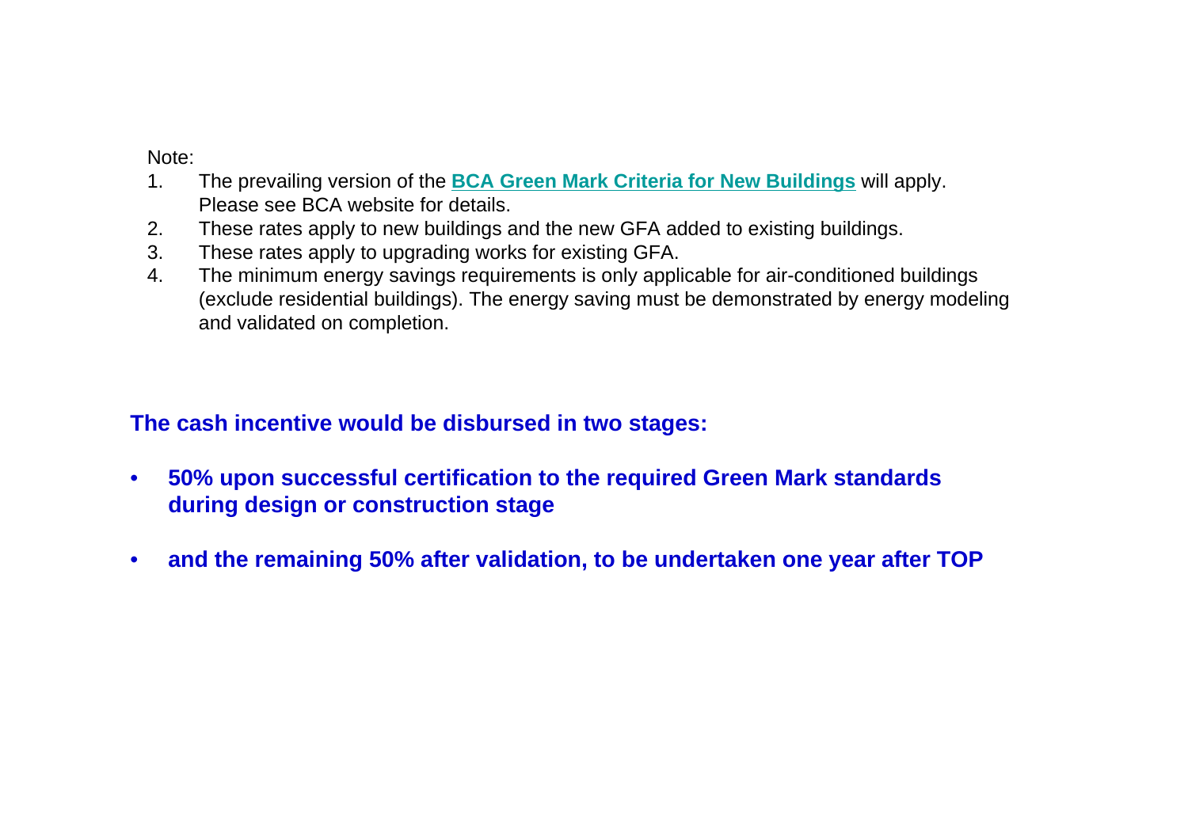Note:

1. The prevailing version of the **BCA Green Mark Criteria for New Buildings** will apply. Please see BCA website for details.
2. These rates apply to new buildings and the new GFA added to existing buildings.
3. These rates apply to upgrading works for existing GFA.
4. The minimum energy savings requirements is only applicable for air-conditioned buildings (exclude residential buildings). The energy saving must be demonstrated by energy modeling and validated on completion.

**The cash incentive would be disbursed in two stages:**

- **50% upon successful certification to the required Green Mark standards during design or construction stage**
- **and the remaining 50% after validation, to be undertaken one year after TOP**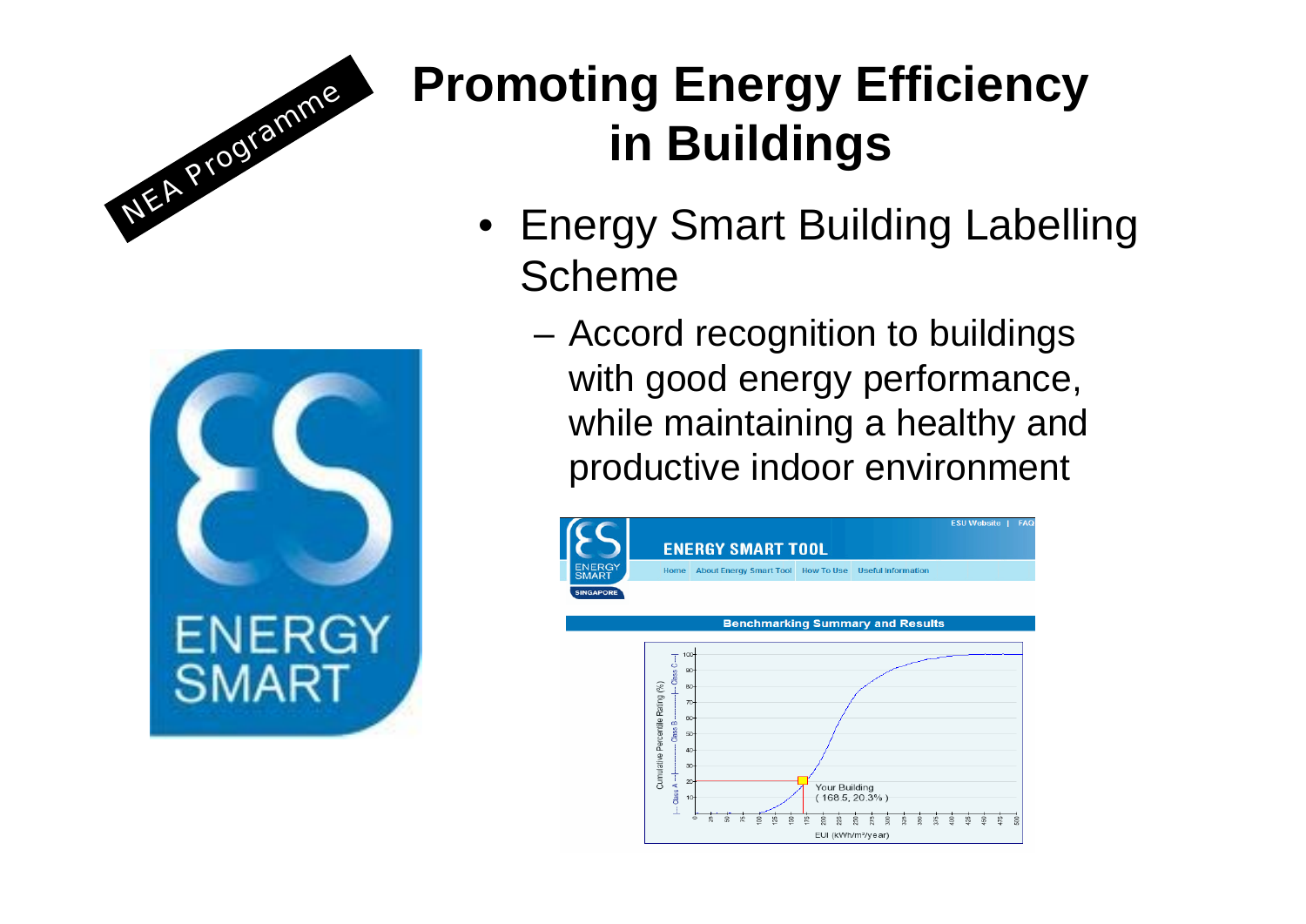NEA Programme

# Promoting Energy Efficiency in Buildings

- Energy Smart Building Labelling Scheme
  - Accord recognition to buildings with good energy performance, while maintaining a healthy and productive indoor environment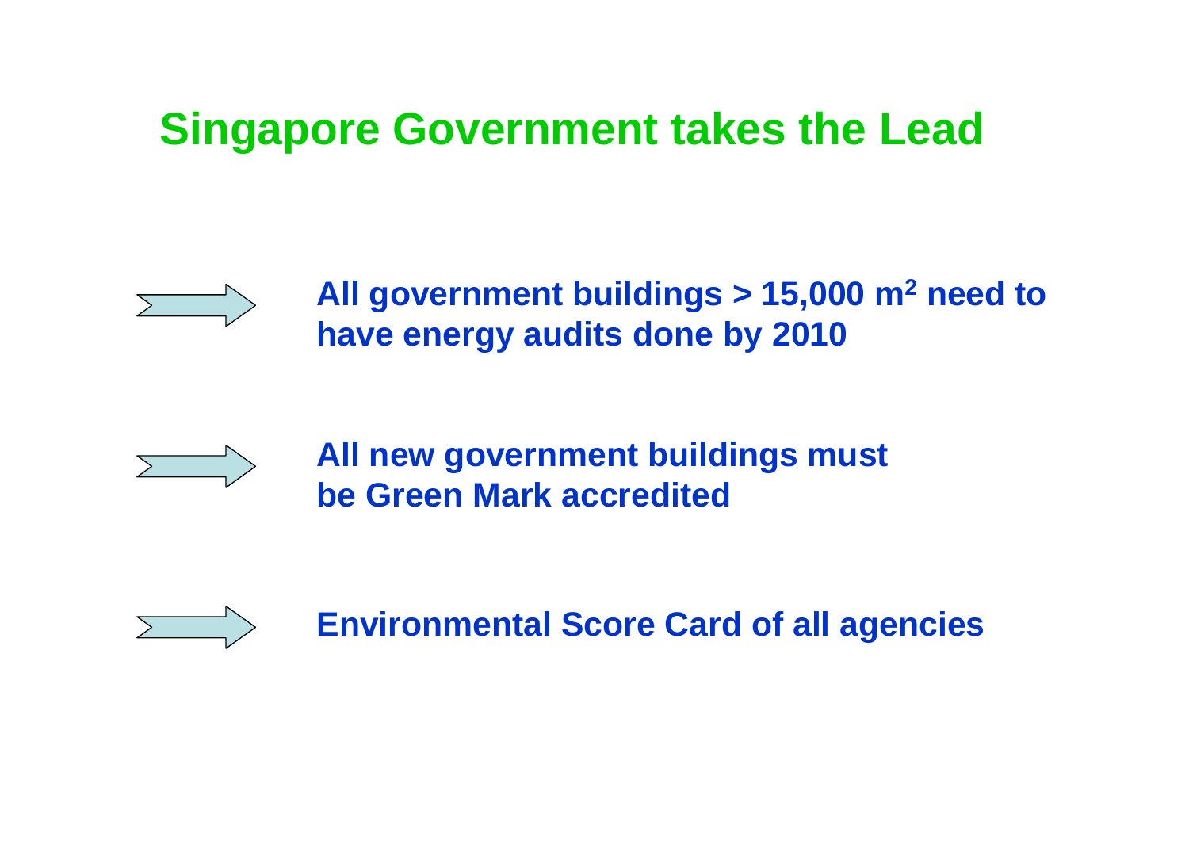# Singapore Government takes the Lead

- **All government buildings > 15,000 $m^2$ need to have energy audits done by 2010**

- **All new government buildings must be Green Mark accredited**

- **Environmental Score Card of all agencies**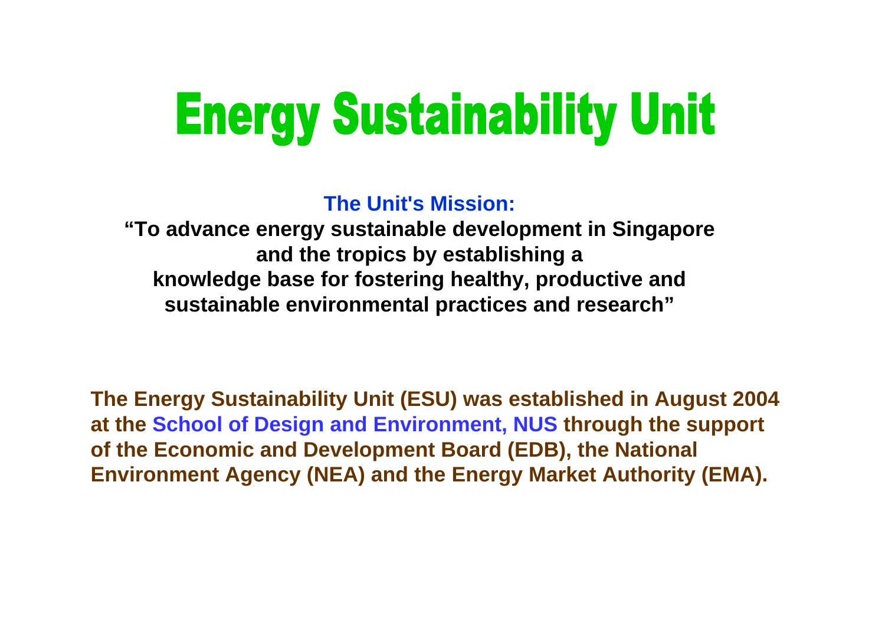# Energy Sustainability Unit

**The Unit's Mission:**

**"To advance energy sustainable development in Singapore and the tropics by establishing a knowledge base for fostering healthy, productive and sustainable environmental practices and research"**

**The Energy Sustainability Unit (ESU) was established in August 2004 at the School of Design and Environment, NUS through the support of the Economic and Development Board (EDB), the National Environment Agency (NEA) and the Energy Market Authority (EMA).**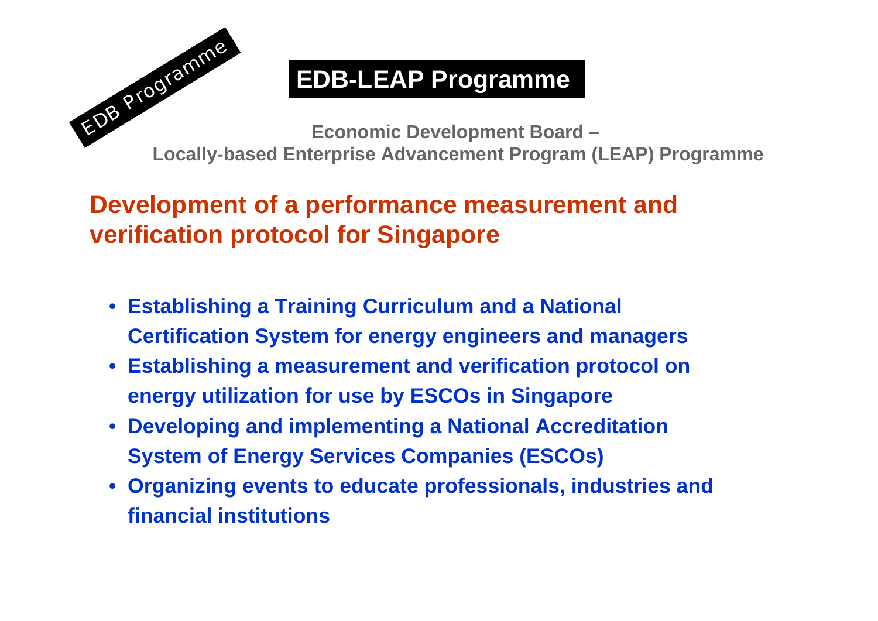EDB Programme

# EDB-LEAP Programme

**Economic Development Board –**
**Locally-based Enterprise Advancement Program (LEAP) Programme**

## Development of a performance measurement and verification protocol for Singapore

- **Establishing a Training Curriculum and a National Certification System for energy engineers and managers**
- **Establishing a measurement and verification protocol on energy utilization for use by ESCOs in Singapore**
- **Developing and implementing a National Accreditation System of Energy Services Companies (ESCOs)**
- **Organizing events to educate professionals, industries and financial institutions**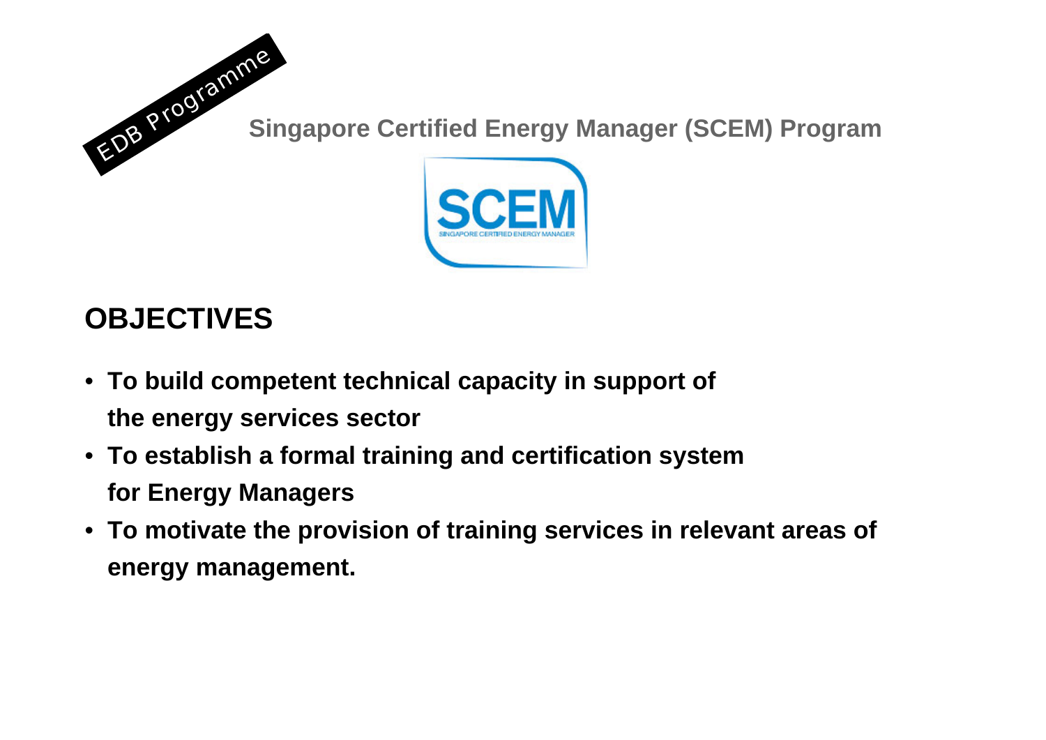EDB Programme

## Singapore Certified Energy Manager (SCEM) Program

SCEM
SINGAPORE CERTIFIED ENERGY MANAGER

# OBJECTIVES

- **To build competent technical capacity in support of the energy services sector**
- **To establish a formal training and certification system for Energy Managers**
- **To motivate the provision of training services in relevant areas of energy management.**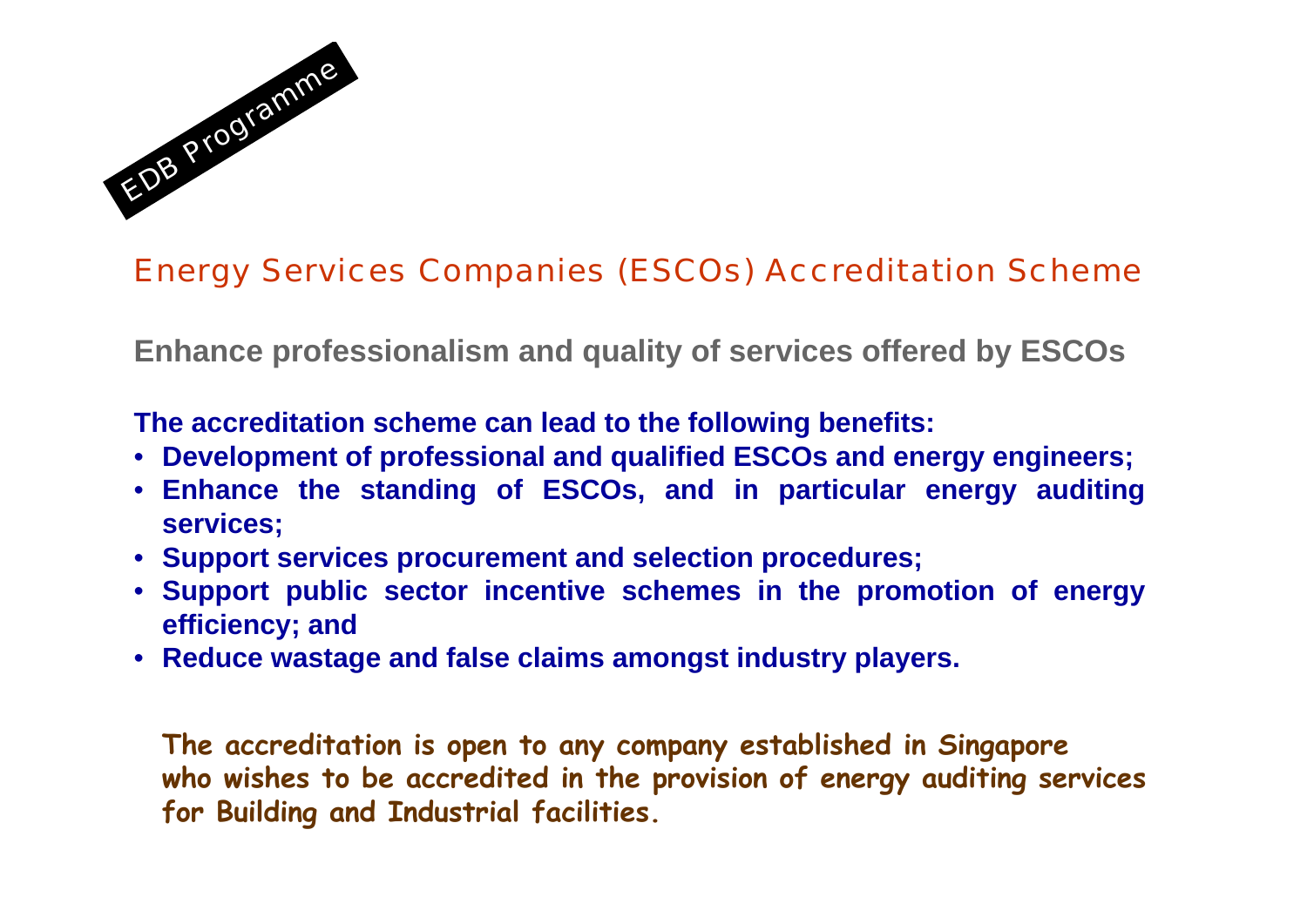EDB Programme

## Energy Services Companies (ESCOs) Accreditation Scheme

**Enhance professionalism and quality of services offered by ESCOs**

**The accreditation scheme can lead to the following benefits:**

- **Development of professional and qualified ESCOs and energy engineers;**
- **Enhance the standing of ESCOs, and in particular energy auditing services;**
- **Support services procurement and selection procedures;**
- **Support public sector incentive schemes in the promotion of energy efficiency; and**
- **Reduce wastage and false claims amongst industry players.**

**The accreditation is open to any company established in Singapore who wishes to be accredited in the provision of energy auditing services for Building and Industrial facilities.**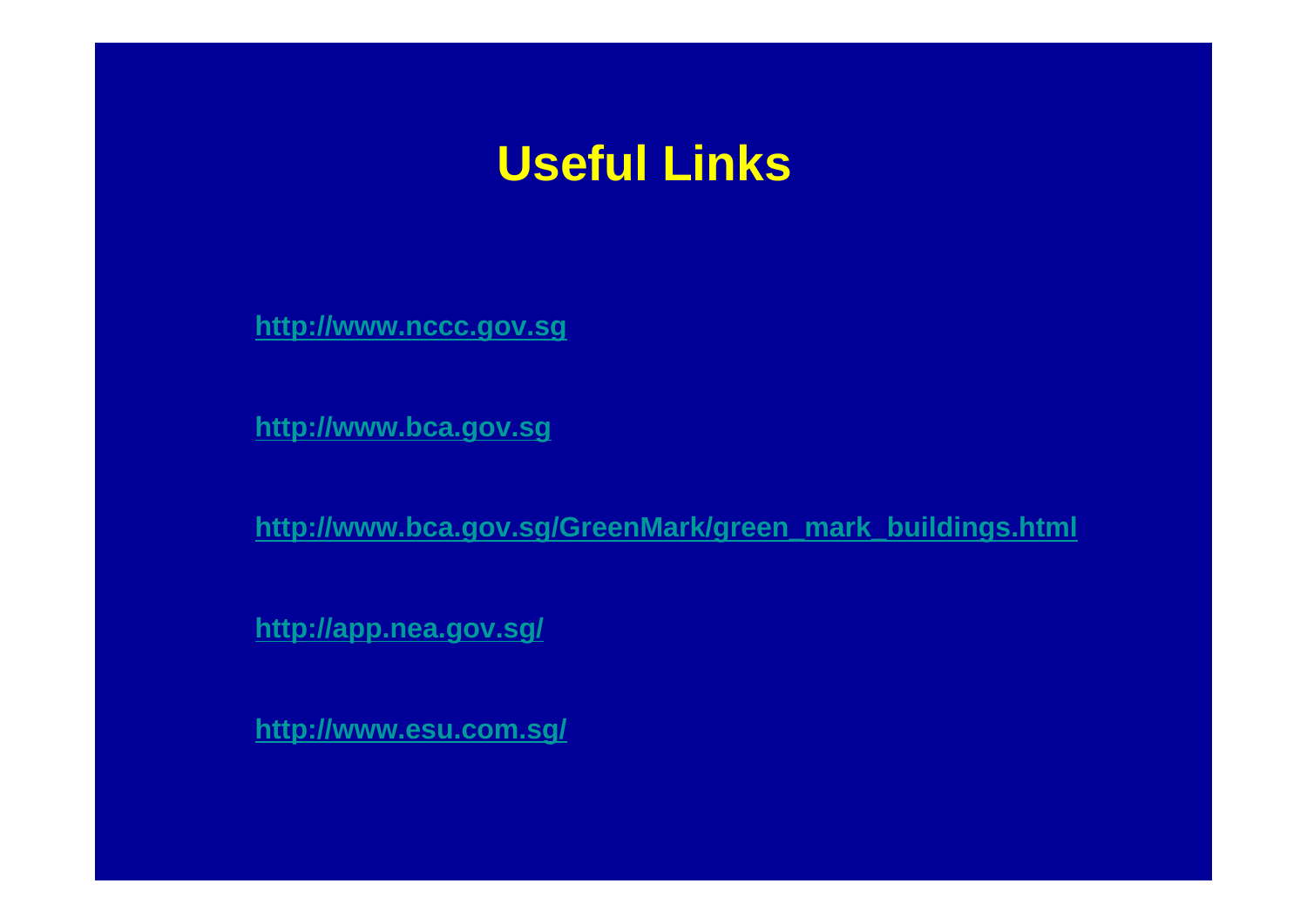# Useful Links

http://www.nccc.gov.sg

http://www.bca.gov.sg

http://www.bca.gov.sg/GreenMark/green_mark_buildings.html

http://app.nea.gov.sg/

http://www.esu.com.sg/